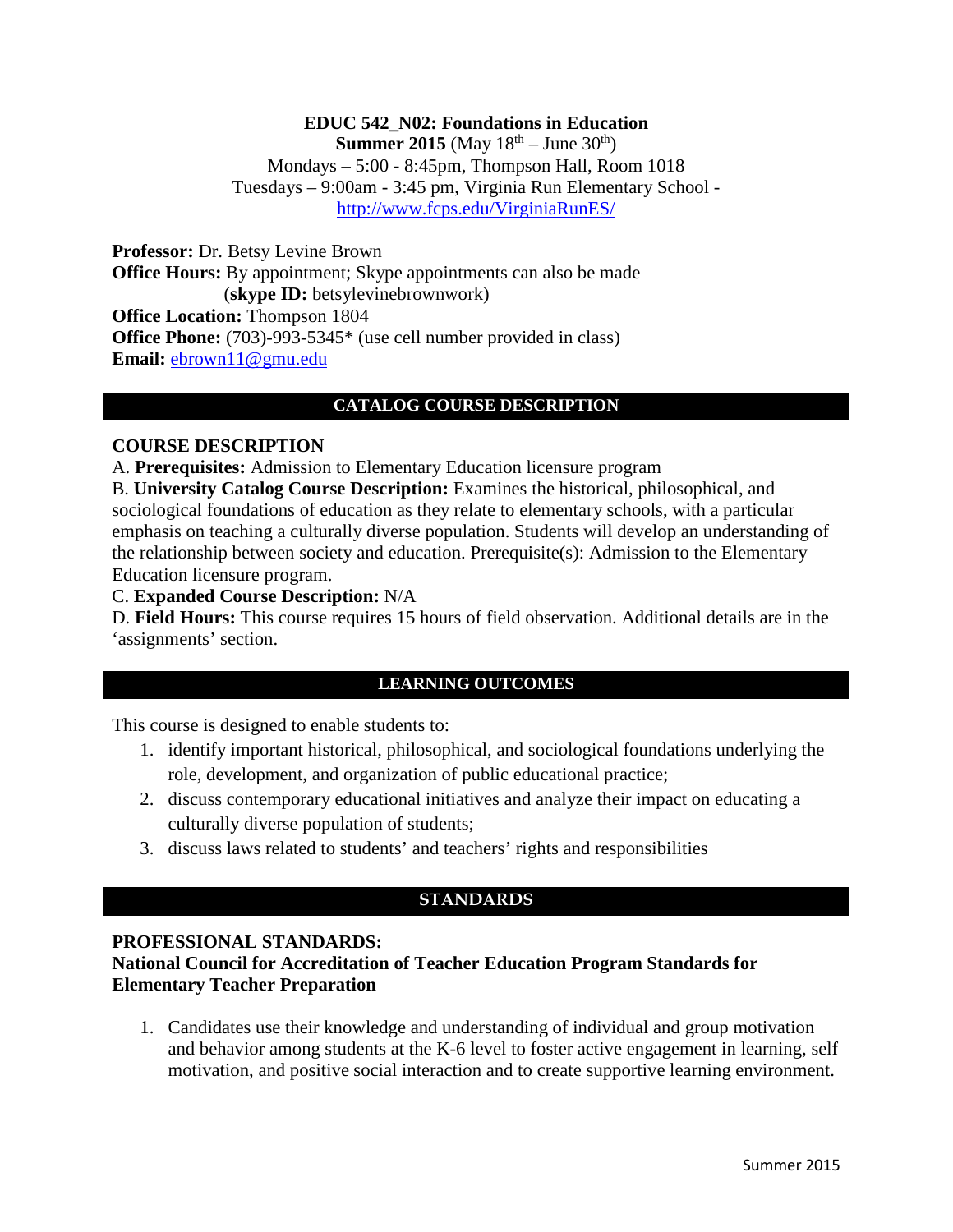**EDUC 542_N02: Foundations in Education**

**Summer 2015** (May 18th – June 30th)

Mondays – 5:00 - 8:45pm, Thompson Hall, Room 1018

Tuesdays – 9:00am - 3:45 pm, Virginia Run Elementary School - http://www.fcps.edu/VirginiaRunES/

**Professor:** Dr. Betsy Levine Brown

**Office Hours:** By appointment; Skype appointments can also be made (**skype ID:** betsylevinebrownwork)

**Office Location:** Thompson 1804

**Office Phone:** (703)-993-5345* (use cell number provided in class)

**Email:** ebrown11@gmu.edu

## CATALOG COURSE DESCRIPTION

### COURSE DESCRIPTION

A. **Prerequisites:** Admission to Elementary Education licensure program

B. **University Catalog Course Description:** Examines the historical, philosophical, and sociological foundations of education as they relate to elementary schools, with a particular emphasis on teaching a culturally diverse population. Students will develop an understanding of the relationship between society and education. Prerequisite(s): Admission to the Elementary Education licensure program.

C. **Expanded Course Description:** N/A

D. **Field Hours:** This course requires 15 hours of field observation. Additional details are in the 'assignments' section.

## LEARNING OUTCOMES

This course is designed to enable students to:

1. identify important historical, philosophical, and sociological foundations underlying the role, development, and organization of public educational practice;
2. discuss contemporary educational initiatives and analyze their impact on educating a culturally diverse population of students;
3. discuss laws related to students' and teachers' rights and responsibilities

## STANDARDS

### PROFESSIONAL STANDARDS:

**National Council for Accreditation of Teacher Education Program Standards for Elementary Teacher Preparation**

1. Candidates use their knowledge and understanding of individual and group motivation and behavior among students at the K-6 level to foster active engagement in learning, self motivation, and positive social interaction and to create supportive learning environment.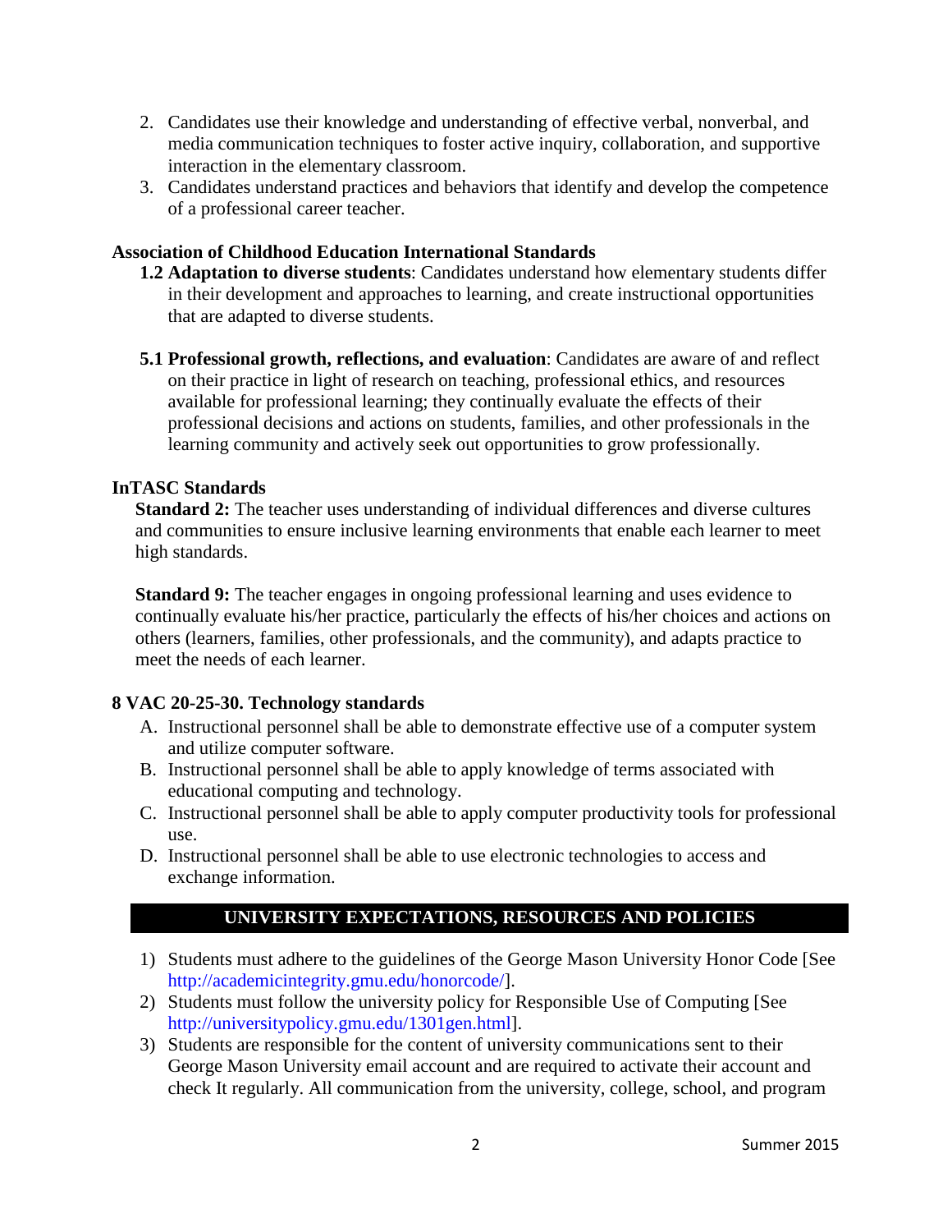2. Candidates use their knowledge and understanding of effective verbal, nonverbal, and media communication techniques to foster active inquiry, collaboration, and supportive interaction in the elementary classroom.
3. Candidates understand practices and behaviors that identify and develop the competence of a professional career teacher.

**Association of Childhood Education International Standards**

**1.2 Adaptation to diverse students**: Candidates understand how elementary students differ in their development and approaches to learning, and create instructional opportunities that are adapted to diverse students.

**5.1 Professional growth, reflections, and evaluation**: Candidates are aware of and reflect on their practice in light of research on teaching, professional ethics, and resources available for professional learning; they continually evaluate the effects of their professional decisions and actions on students, families, and other professionals in the learning community and actively seek out opportunities to grow professionally.

**InTASC Standards**

**Standard 2:** The teacher uses understanding of individual differences and diverse cultures and communities to ensure inclusive learning environments that enable each learner to meet high standards.

**Standard 9:** The teacher engages in ongoing professional learning and uses evidence to continually evaluate his/her practice, particularly the effects of his/her choices and actions on others (learners, families, other professionals, and the community), and adapts practice to meet the needs of each learner.

**8 VAC 20-25-30. Technology standards**

A. Instructional personnel shall be able to demonstrate effective use of a computer system and utilize computer software.
B. Instructional personnel shall be able to apply knowledge of terms associated with educational computing and technology.
C. Instructional personnel shall be able to apply computer productivity tools for professional use.
D. Instructional personnel shall be able to use electronic technologies to access and exchange information.

## UNIVERSITY EXPECTATIONS, RESOURCES AND POLICIES

1) Students must adhere to the guidelines of the George Mason University Honor Code [See http://academicintegrity.gmu.edu/honorcode/].
2) Students must follow the university policy for Responsible Use of Computing [See http://universitypolicy.gmu.edu/1301gen.html].
3) Students are responsible for the content of university communications sent to their George Mason University email account and are required to activate their account and check It regularly. All communication from the university, college, school, and program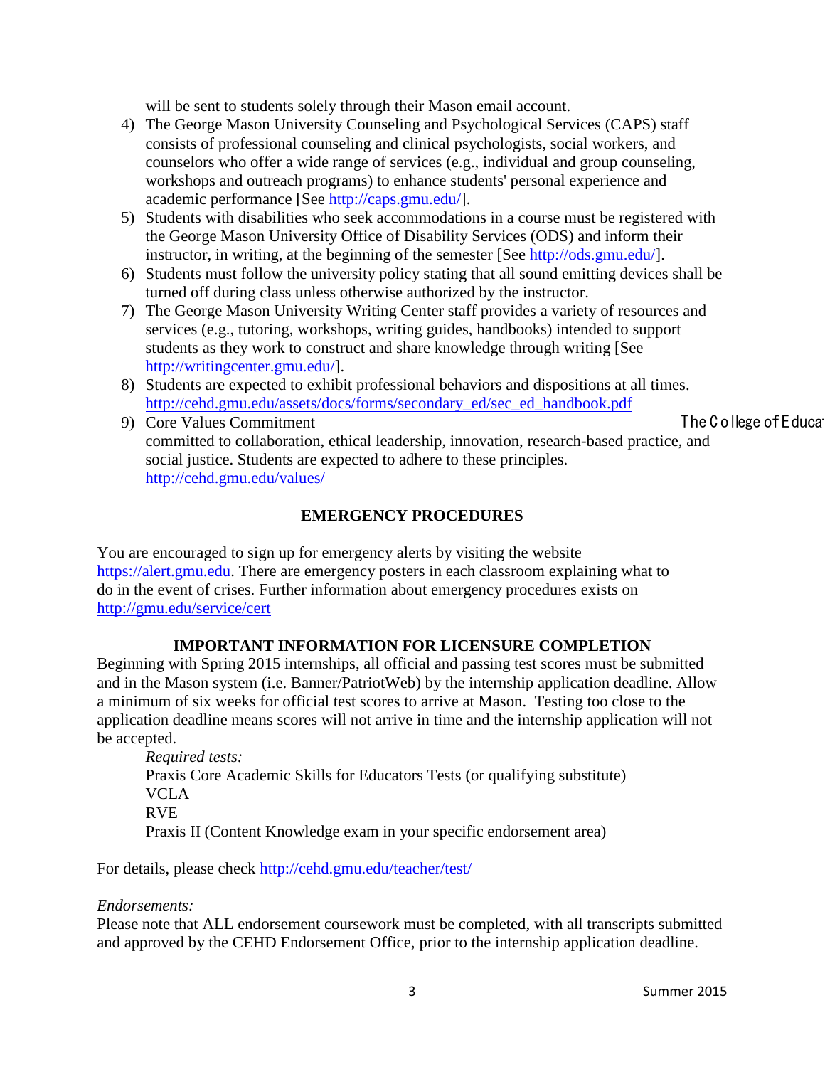will be sent to students solely through their Mason email account.

4) The George Mason University Counseling and Psychological Services (CAPS) staff consists of professional counseling and clinical psychologists, social workers, and counselors who offer a wide range of services (e.g., individual and group counseling, workshops and outreach programs) to enhance students' personal experience and academic performance [See http://caps.gmu.edu/].
5) Students with disabilities who seek accommodations in a course must be registered with the George Mason University Office of Disability Services (ODS) and inform their instructor, in writing, at the beginning of the semester [See http://ods.gmu.edu/].
6) Students must follow the university policy stating that all sound emitting devices shall be turned off during class unless otherwise authorized by the instructor.
7) The George Mason University Writing Center staff provides a variety of resources and services (e.g., tutoring, workshops, writing guides, handbooks) intended to support students as they work to construct and share knowledge through writing [See http://writingcenter.gmu.edu/].
8) Students are expected to exhibit professional behaviors and dispositions at all times. http://cehd.gmu.edu/assets/docs/forms/secondary_ed/sec_ed_handbook.pdf
9) Core Values Commitment The College of Educa committed to collaboration, ethical leadership, innovation, research-based practice, and social justice. Students are expected to adhere to these principles. http://cehd.gmu.edu/values/

## EMERGENCY PROCEDURES

You are encouraged to sign up for emergency alerts by visiting the website https://alert.gmu.edu. There are emergency posters in each classroom explaining what to do in the event of crises. Further information about emergency procedures exists on http://gmu.edu/service/cert

## IMPORTANT INFORMATION FOR LICENSURE COMPLETION

Beginning with Spring 2015 internships, all official and passing test scores must be submitted and in the Mason system (i.e. Banner/PatriotWeb) by the internship application deadline. Allow a minimum of six weeks for official test scores to arrive at Mason. Testing too close to the application deadline means scores will not arrive in time and the internship application will not be accepted.

*Required tests:*
Praxis Core Academic Skills for Educators Tests (or qualifying substitute)
VCLA
RVE
Praxis II (Content Knowledge exam in your specific endorsement area)

For details, please check http://cehd.gmu.edu/teacher/test/

*Endorsements:*
Please note that ALL endorsement coursework must be completed, with all transcripts submitted and approved by the CEHD Endorsement Office, prior to the internship application deadline.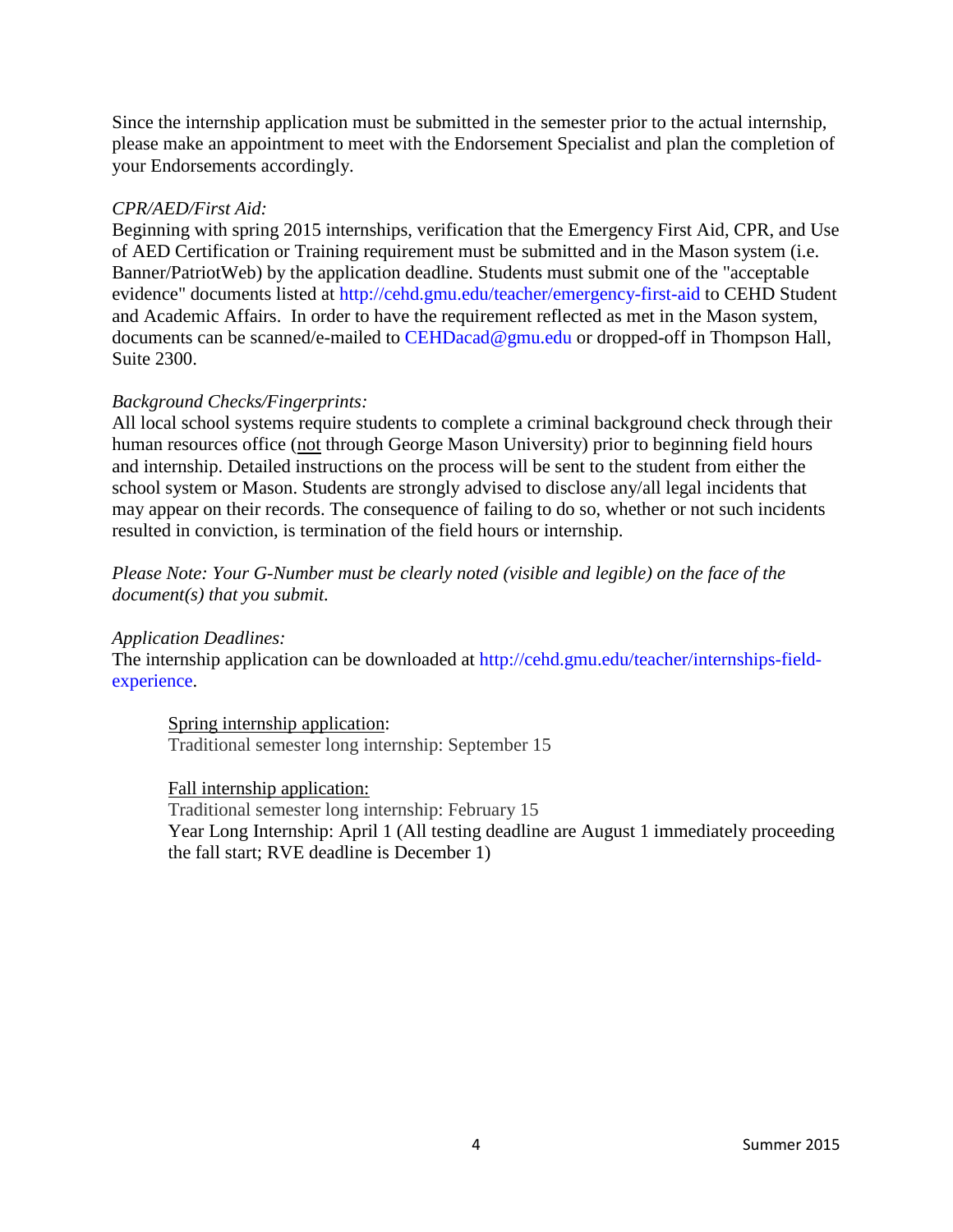Since the internship application must be submitted in the semester prior to the actual internship, please make an appointment to meet with the Endorsement Specialist and plan the completion of your Endorsements accordingly.

*CPR/AED/First Aid:*
Beginning with spring 2015 internships, verification that the Emergency First Aid, CPR, and Use of AED Certification or Training requirement must be submitted and in the Mason system (i.e. Banner/PatriotWeb) by the application deadline. Students must submit one of the "acceptable evidence" documents listed at http://cehd.gmu.edu/teacher/emergency-first-aid to CEHD Student and Academic Affairs. In order to have the requirement reflected as met in the Mason system, documents can be scanned/e-mailed to CEHDacad@gmu.edu or dropped-off in Thompson Hall, Suite 2300.

*Background Checks/Fingerprints:*
All local school systems require students to complete a criminal background check through their human resources office (<u>not</u> through George Mason University) prior to beginning field hours and internship. Detailed instructions on the process will be sent to the student from either the school system or Mason. Students are strongly advised to disclose any/all legal incidents that may appear on their records. The consequence of failing to do so, whether or not such incidents resulted in conviction, is termination of the field hours or internship.

*Please Note: Your G-Number must be clearly noted (visible and legible) on the face of the document(s) that you submit.*

*Application Deadlines:*
The internship application can be downloaded at http://cehd.gmu.edu/teacher/internships-field-experience.

> <u>Spring internship application</u>:
> Traditional semester long internship: September 15
>
> <u>Fall internship application:</u>
> Traditional semester long internship: February 15
> Year Long Internship: April 1 (All testing deadline are August 1 immediately proceeding the fall start; RVE deadline is December 1)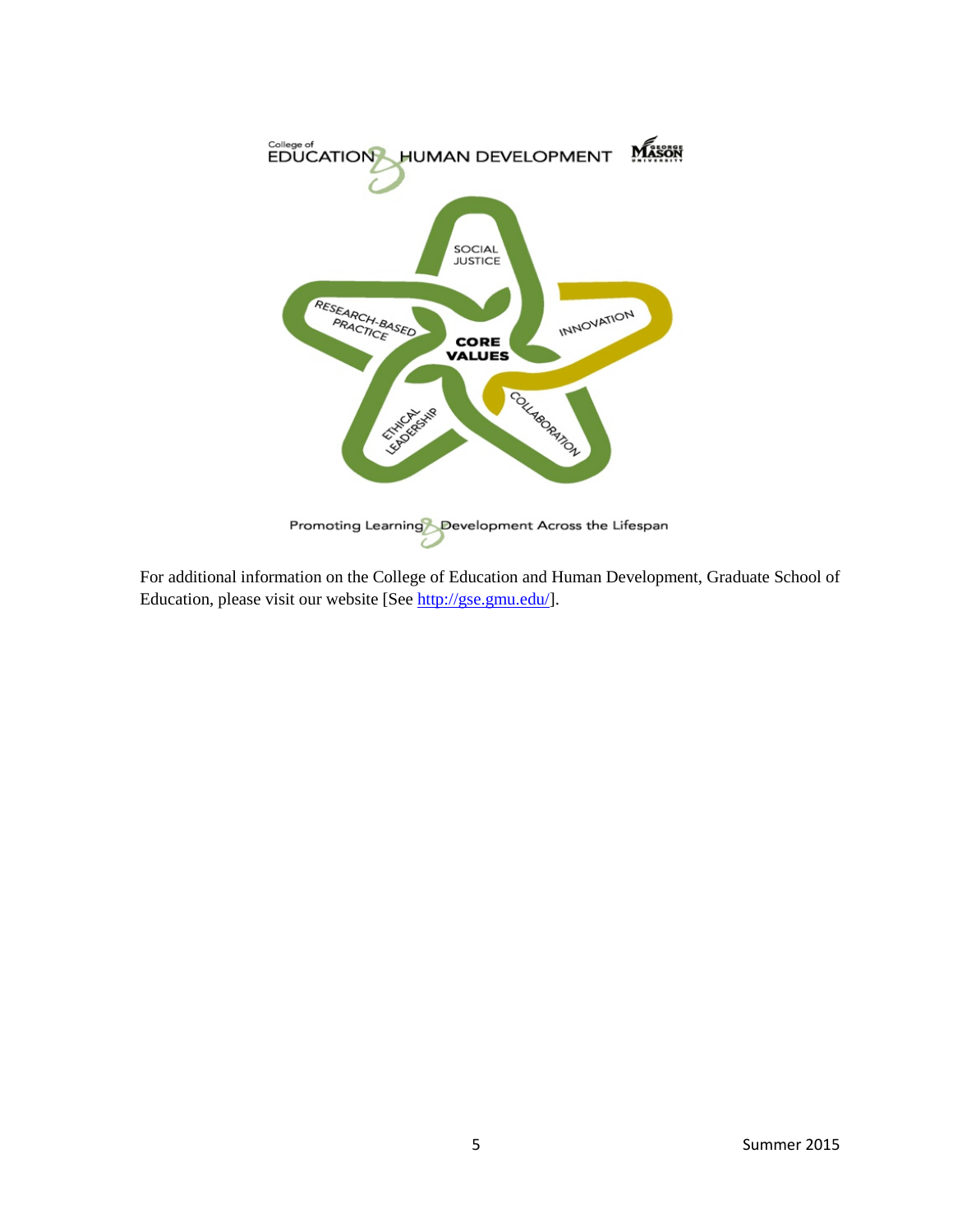College of EDUCATION & HUMAN DEVELOPMENT

GEORGE MASON UNIVERSITY

SOCIAL JUSTICE

RESEARCH-BASED PRACTICE

INNOVATION

CORE VALUES

ETHICAL LEADERSHIP

COLLABORATION

Promoting Learning & Development Across the Lifespan

For additional information on the College of Education and Human Development, Graduate School of Education, please visit our website [See http://gse.gmu.edu/].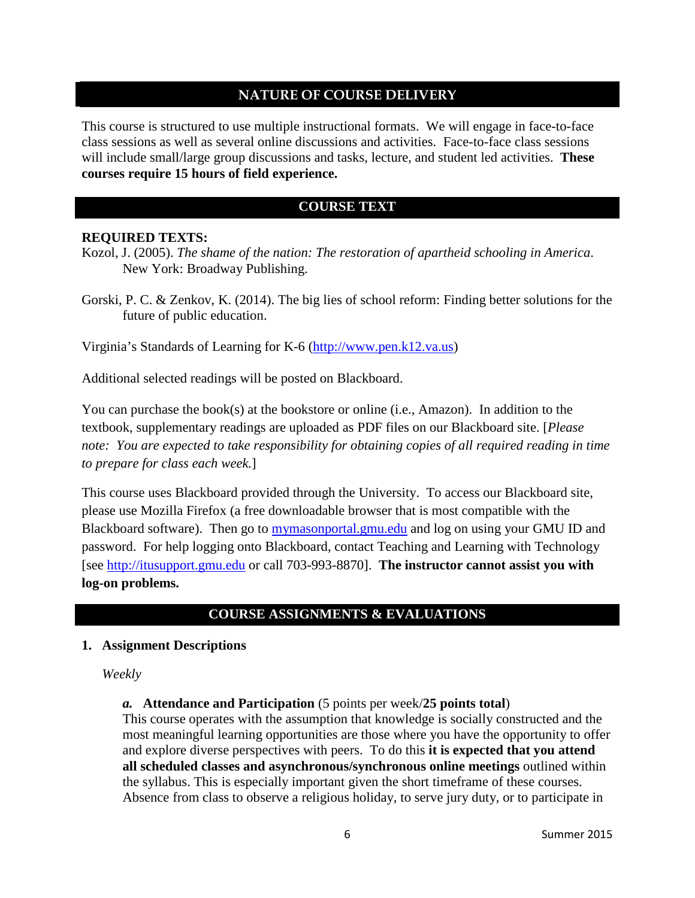## NATURE OF COURSE DELIVERY

This course is structured to use multiple instructional formats. We will engage in face-to-face class sessions as well as several online discussions and activities. Face-to-face class sessions will include small/large group discussions and tasks, lecture, and student led activities. **These courses require 15 hours of field experience.**

## COURSE TEXT

**REQUIRED TEXTS:**

Kozol, J. (2005). *The shame of the nation: The restoration of apartheid schooling in America*. New York: Broadway Publishing.

Gorski, P. C. & Zenkov, K. (2014). The big lies of school reform: Finding better solutions for the future of public education.

Virginia's Standards of Learning for K-6 (http://www.pen.k12.va.us)

Additional selected readings will be posted on Blackboard.

You can purchase the book(s) at the bookstore or online (i.e., Amazon). In addition to the textbook, supplementary readings are uploaded as PDF files on our Blackboard site. [*Please note: You are expected to take responsibility for obtaining copies of all required reading in time to prepare for class each week.*]

This course uses Blackboard provided through the University. To access our Blackboard site, please use Mozilla Firefox (a free downloadable browser that is most compatible with the Blackboard software). Then go to mymasonportal.gmu.edu and log on using your GMU ID and password. For help logging onto Blackboard, contact Teaching and Learning with Technology [see http://itusupport.gmu.edu or call 703-993-8870]. **The instructor cannot assist you with log-on problems.**

## COURSE ASSIGNMENTS & EVALUATIONS

**1. Assignment Descriptions**

*Weekly*

***a.*** **Attendance and Participation** (5 points per week/**25 points total**)
This course operates with the assumption that knowledge is socially constructed and the most meaningful learning opportunities are those where you have the opportunity to offer and explore diverse perspectives with peers. To do this **it is expected that you attend all scheduled classes and asynchronous/synchronous online meetings** outlined within the syllabus. This is especially important given the short timeframe of these courses. Absence from class to observe a religious holiday, to serve jury duty, or to participate in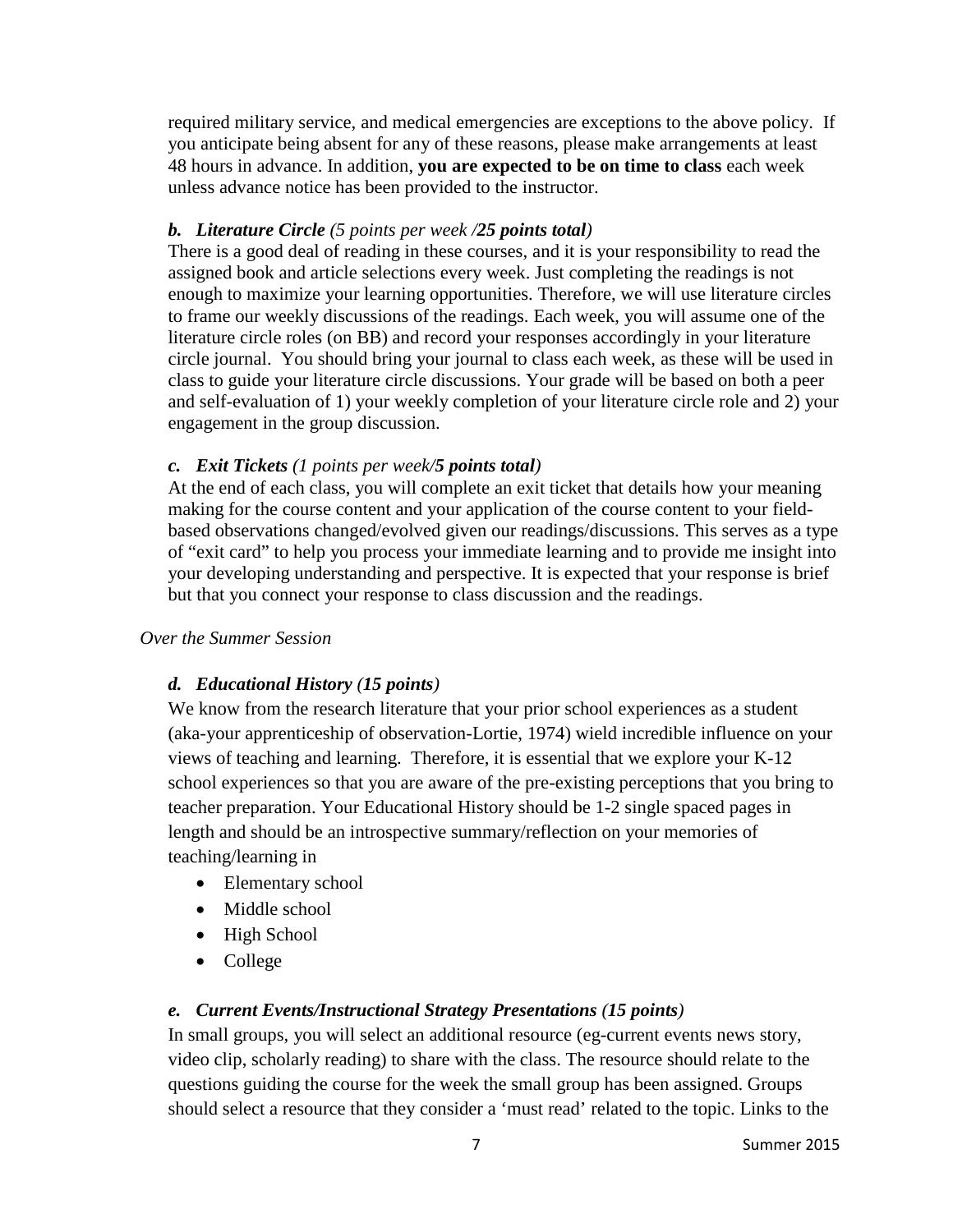required military service, and medical emergencies are exceptions to the above policy. If you anticipate being absent for any of these reasons, please make arrangements at least 48 hours in advance. In addition, **you are expected to be on time to class** each week unless advance notice has been provided to the instructor.

### *b. Literature Circle (5 points per week /**25 points total**)*

There is a good deal of reading in these courses, and it is your responsibility to read the assigned book and article selections every week. Just completing the readings is not enough to maximize your learning opportunities. Therefore, we will use literature circles to frame our weekly discussions of the readings. Each week, you will assume one of the literature circle roles (on BB) and record your responses accordingly in your literature circle journal. You should bring your journal to class each week, as these will be used in class to guide your literature circle discussions. Your grade will be based on both a peer and self-evaluation of 1) your weekly completion of your literature circle role and 2) your engagement in the group discussion.

### *c. Exit Tickets (1 points per week/**5 points total**)*

At the end of each class, you will complete an exit ticket that details how your meaning making for the course content and your application of the course content to your field-based observations changed/evolved given our readings/discussions. This serves as a type of "exit card" to help you process your immediate learning and to provide me insight into your developing understanding and perspective. It is expected that your response is brief but that you connect your response to class discussion and the readings.

*Over the Summer Session*

### *d. Educational History (15 points)*

We know from the research literature that your prior school experiences as a student (aka-your apprenticeship of observation-Lortie, 1974) wield incredible influence on your views of teaching and learning. Therefore, it is essential that we explore your K-12 school experiences so that you are aware of the pre-existing perceptions that you bring to teacher preparation. Your Educational History should be 1-2 single spaced pages in length and should be an introspective summary/reflection on your memories of teaching/learning in

- Elementary school
- Middle school
- High School
- College

### *e. Current Events/Instructional Strategy Presentations (15 points)*

In small groups, you will select an additional resource (eg-current events news story, video clip, scholarly reading) to share with the class. The resource should relate to the questions guiding the course for the week the small group has been assigned. Groups should select a resource that they consider a 'must read' related to the topic. Links to the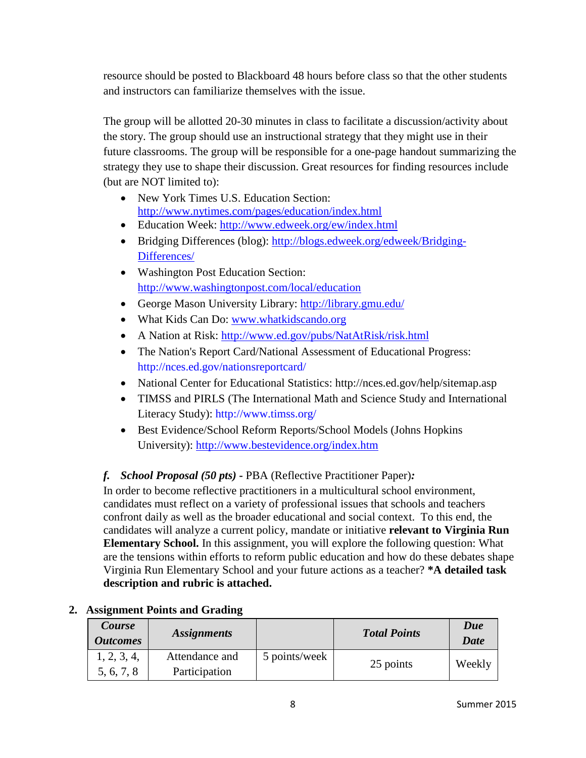resource should be posted to Blackboard 48 hours before class so that the other students and instructors can familiarize themselves with the issue.

The group will be allotted 20-30 minutes in class to facilitate a discussion/activity about the story. The group should use an instructional strategy that they might use in their future classrooms. The group will be responsible for a one-page handout summarizing the strategy they use to shape their discussion. Great resources for finding resources include (but are NOT limited to):

- New York Times U.S. Education Section: http://www.nytimes.com/pages/education/index.html
- Education Week: http://www.edweek.org/ew/index.html
- Bridging Differences (blog): http://blogs.edweek.org/edweek/Bridging-Differences/
- Washington Post Education Section: http://www.washingtonpost.com/local/education
- George Mason University Library: http://library.gmu.edu/
- What Kids Can Do: www.whatkidscando.org
- A Nation at Risk: http://www.ed.gov/pubs/NatAtRisk/risk.html
- The Nation's Report Card/National Assessment of Educational Progress: http://nces.ed.gov/nationsreportcard/
- National Center for Educational Statistics: http://nces.ed.gov/help/sitemap.asp
- TIMSS and PIRLS (The International Math and Science Study and International Literacy Study): http://www.timss.org/
- Best Evidence/School Reform Reports/School Models (Johns Hopkins University): http://www.bestevidence.org/index.htm

***f. School Proposal (50 pts)*** **-** PBA (Reflective Practitioner Paper)***:***
In order to become reflective practitioners in a multicultural school environment, candidates must reflect on a variety of professional issues that schools and teachers confront daily as well as the broader educational and social context. To this end, the candidates will analyze a current policy, mandate or initiative **relevant to Virginia Run Elementary School.** In this assignment, you will explore the following question: What are the tensions within efforts to reform public education and how do these debates shape Virginia Run Elementary School and your future actions as a teacher? **\*A detailed task description and rubric is attached.**

**2. Assignment Points and Grading**

| ***Course Outcomes*** | ***Assignments*** | | ***Total Points*** | ***Due Date*** |
|---|---|---|---|---|
| 1, 2, 3, 4, 5, 6, 7, 8 | Attendance and Participation | 5 points/week | 25 points | Weekly |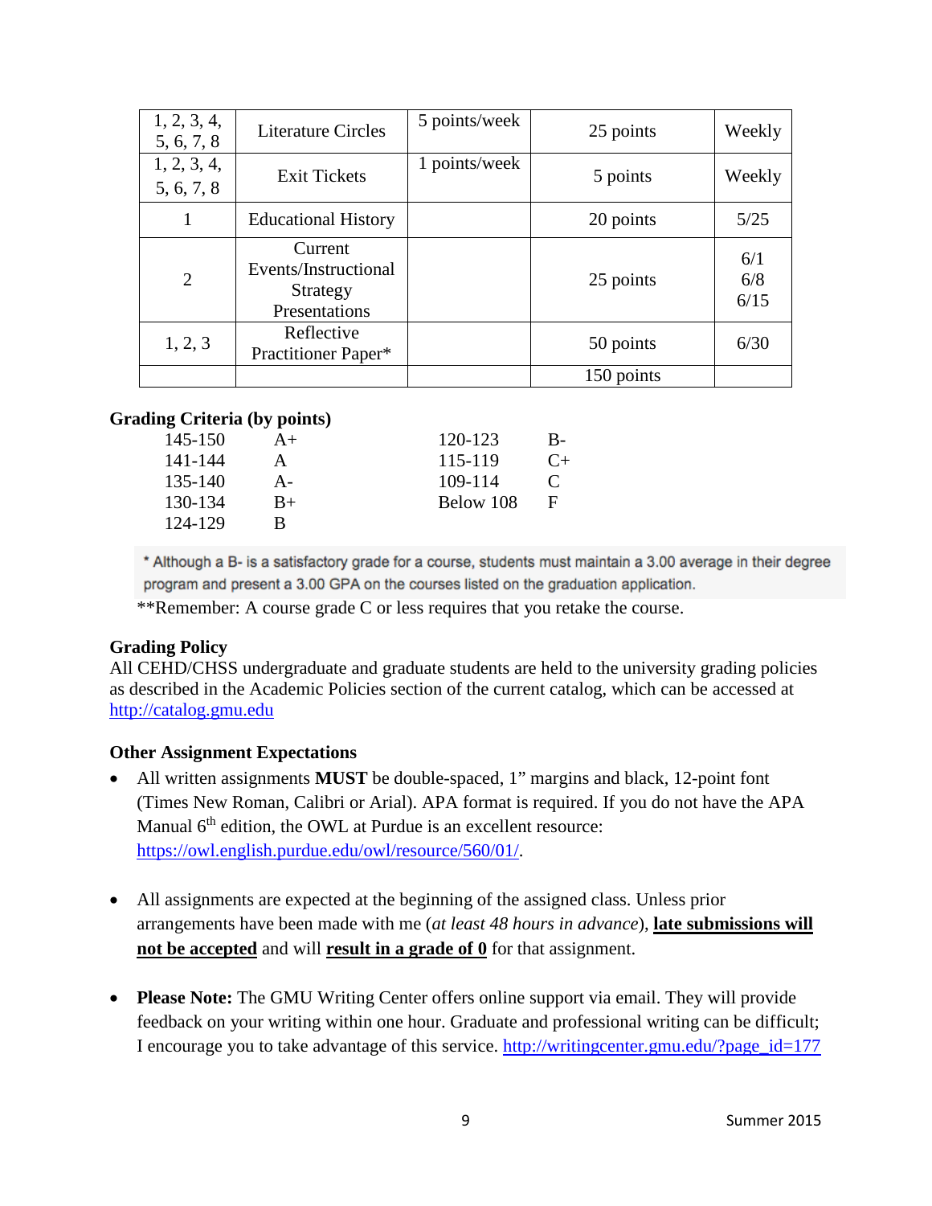| 1, 2, 3, 4, 5, 6, 7, 8 | Literature Circles | 5 points/week | 25 points | Weekly |
|---|---|---|---|---|
| 1, 2, 3, 4, 5, 6, 7, 8 | Exit Tickets | 1 points/week | 5 points | Weekly |
| 1 | Educational History | | 20 points | 5/25 |
| 2 | Current Events/Instructional Strategy Presentations | | 25 points | 6/1<br>6/8<br>6/15 |
| 1, 2, 3 | Reflective Practitioner Paper* | | 50 points | 6/30 |
| | | | 150 points | |

**Grading Criteria (by points)**

| | | | |
|---|---|---|---|
| 145-150 | A+ | 120-123 | B- |
| 141-144 | A | 115-119 | C+ |
| 135-140 | A- | 109-114 | C |
| 130-134 | B+ | Below 108 | F |
| 124-129 | B | | |

* Although a B- is a satisfactory grade for a course, students must maintain a 3.00 average in their degree program and present a 3.00 GPA on the courses listed on the graduation application.

**Remember: A course grade C or less requires that you retake the course.

**Grading Policy**

All CEHD/CHSS undergraduate and graduate students are held to the university grading policies as described in the Academic Policies section of the current catalog, which can be accessed at http://catalog.gmu.edu

**Other Assignment Expectations**

- All written assignments **MUST** be double-spaced, 1" margins and black, 12-point font (Times New Roman, Calibri or Arial). APA format is required. If you do not have the APA Manual 6th edition, the OWL at Purdue is an excellent resource: https://owl.english.purdue.edu/owl/resource/560/01/.

- All assignments are expected at the beginning of the assigned class. Unless prior arrangements have been made with me (*at least 48 hours in advance*), **late submissions will not be accepted** and will **result in a grade of 0** for that assignment.

- **Please Note:** The GMU Writing Center offers online support via email. They will provide feedback on your writing within one hour. Graduate and professional writing can be difficult; I encourage you to take advantage of this service. http://writingcenter.gmu.edu/?page_id=177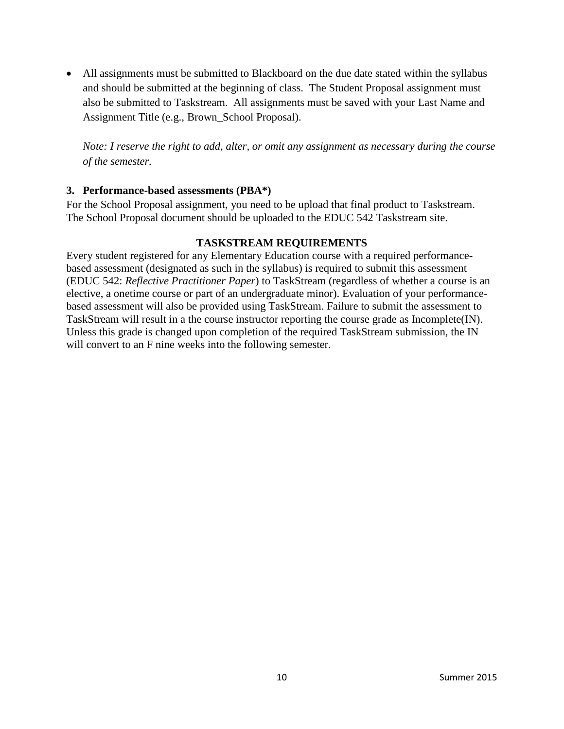- All assignments must be submitted to Blackboard on the due date stated within the syllabus and should be submitted at the beginning of class. The Student Proposal assignment must also be submitted to Taskstream. All assignments must be saved with your Last Name and Assignment Title (e.g., Brown_School Proposal).

  *Note: I reserve the right to add, alter, or omit any assignment as necessary during the course of the semester.*

### 3. Performance-based assessments (PBA*)

For the School Proposal assignment, you need to be upload that final product to Taskstream. The School Proposal document should be uploaded to the EDUC 542 Taskstream site.

#### TASKSTREAM REQUIREMENTS

Every student registered for any Elementary Education course with a required performance-based assessment (designated as such in the syllabus) is required to submit this assessment (EDUC 542: *Reflective Practitioner Paper*) to TaskStream (regardless of whether a course is an elective, a onetime course or part of an undergraduate minor). Evaluation of your performance-based assessment will also be provided using TaskStream. Failure to submit the assessment to TaskStream will result in a the course instructor reporting the course grade as Incomplete(IN). Unless this grade is changed upon completion of the required TaskStream submission, the IN will convert to an F nine weeks into the following semester.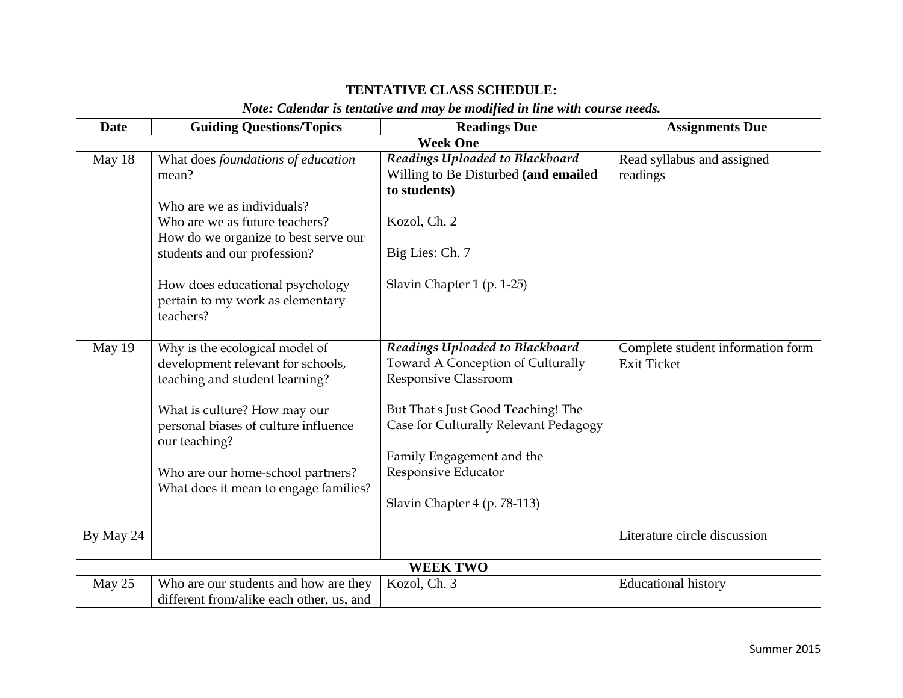**TENTATIVE CLASS SCHEDULE:**

***Note: Calendar is tentative and may be modified in line with course needs.***

| Date | Guiding Questions/Topics | Readings Due | Assignments Due |
|---|---|---|---|
| **Week One** | | | |
| May 18 | What does *foundations of education* mean?<br><br>Who are we as individuals?<br>Who are we as future teachers?<br>How do we organize to best serve our students and our profession?<br><br>How does educational psychology pertain to my work as elementary teachers? | ***Readings Uploaded to Blackboard***<br>Willing to Be Disturbed **(and emailed to students)**<br><br>Kozol, Ch. 2<br><br>Big Lies: Ch. 7<br><br>Slavin Chapter 1 (p. 1-25) | Read syllabus and assigned readings |
| May 19 | Why is the ecological model of development relevant for schools, teaching and student learning?<br><br>What is culture? How may our personal biases of culture influence our teaching?<br><br>Who are our home-school partners? What does it mean to engage families? | ***Readings Uploaded to Blackboard***<br>Toward A Conception of Culturally Responsive Classroom<br><br>But That's Just Good Teaching! The Case for Culturally Relevant Pedagogy<br><br>Family Engagement and the Responsive Educator<br><br>Slavin Chapter 4 (p. 78-113) | Complete student information form<br>Exit Ticket |
| By May 24 | | | Literature circle discussion |
| **WEEK TWO** | | | |
| May 25 | Who are our students and how are they different from/alike each other, us, and | Kozol, Ch. 3 | Educational history |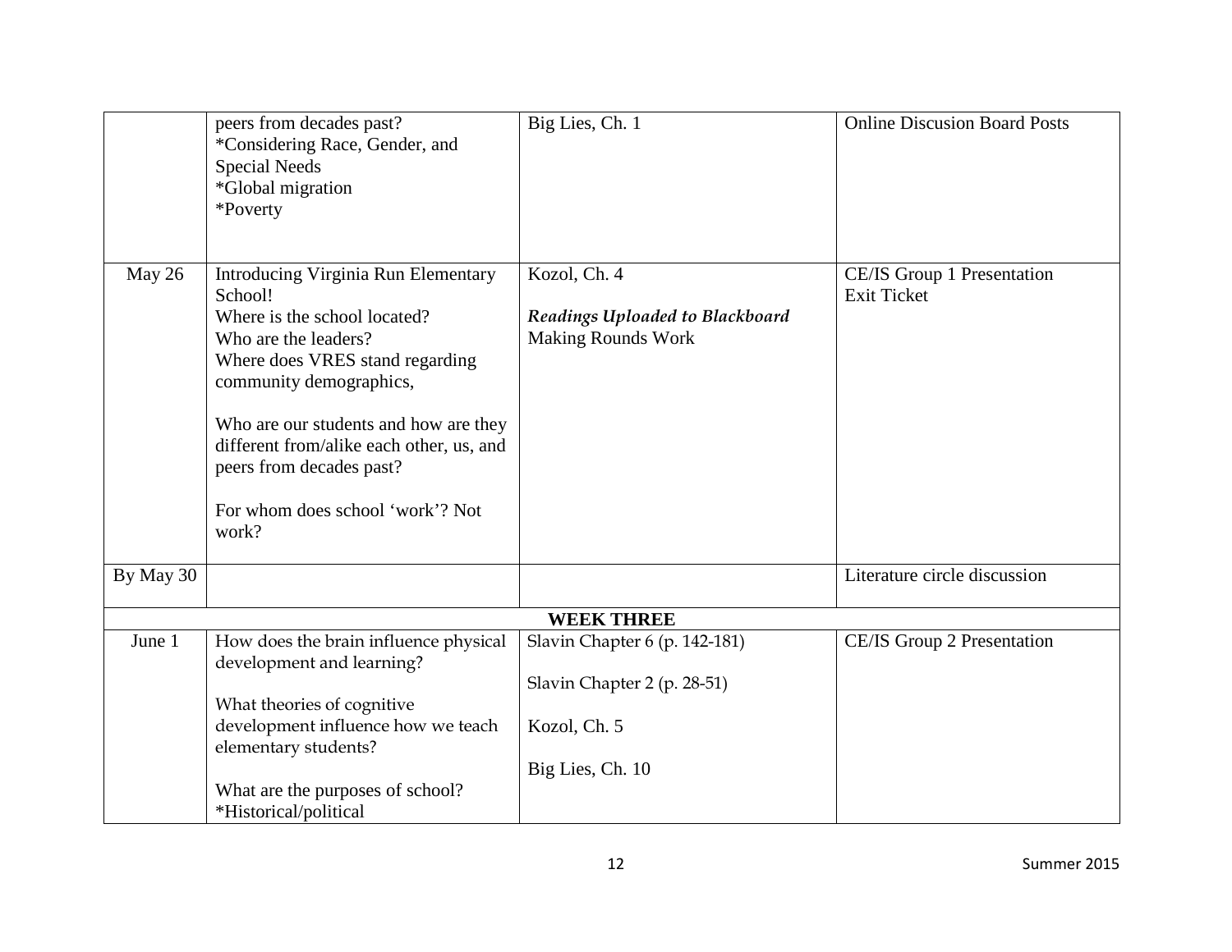| | | | |
|---|---|---|---|
| | peers from decades past?<br>*Considering Race, Gender, and Special Needs<br>*Global migration<br>*Poverty | Big Lies, Ch. 1 | Online Discusion Board Posts |
| May 26 | Introducing Virginia Run Elementary School!<br>Where is the school located?<br>Who are the leaders?<br>Where does VRES stand regarding community demographics,<br><br>Who are our students and how are they different from/alike each other, us, and peers from decades past?<br><br>For whom does school 'work'? Not work? | Kozol, Ch. 4<br><br>***Readings Uploaded to Blackboard***<br>Making Rounds Work | CE/IS Group 1 Presentation<br>Exit Ticket |
| By May 30 | | | Literature circle discussion |
| | **WEEK THREE** | | |
| June 1 | How does the brain influence physical development and learning?<br><br>What theories of cognitive development influence how we teach elementary students?<br><br>What are the purposes of school?<br>*Historical/political | Slavin Chapter 6 (p. 142-181)<br><br>Slavin Chapter 2 (p. 28-51)<br><br>Kozol, Ch. 5<br><br>Big Lies, Ch. 10 | CE/IS Group 2 Presentation |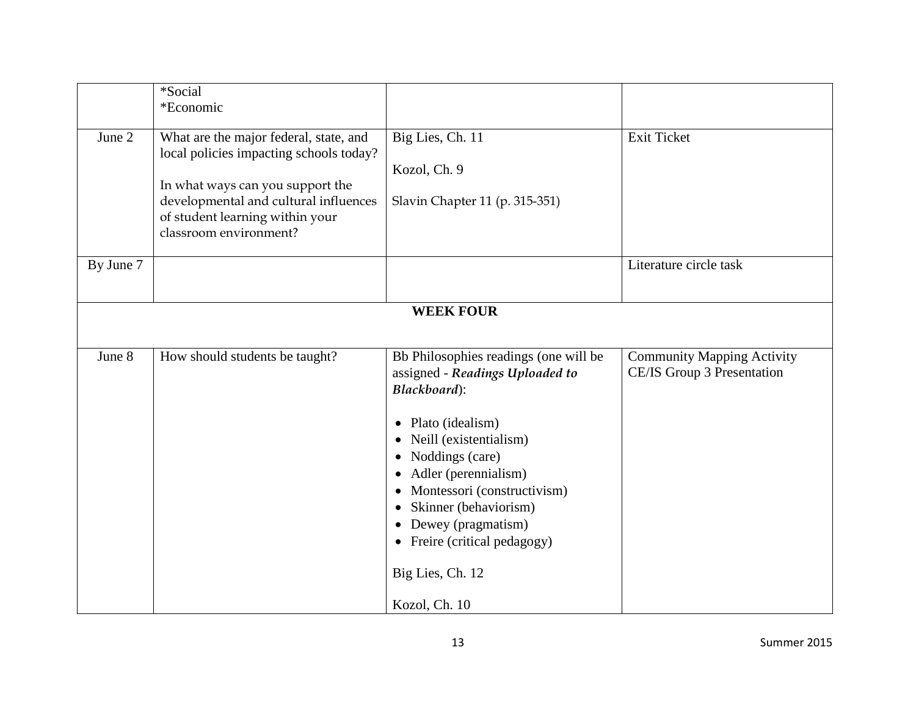| | | | |
|---|---|---|---|
| | *Social<br>*Economic | | |
| June 2 | What are the major federal, state, and local policies impacting schools today?<br><br>In what ways can you support the developmental and cultural influences of student learning within your classroom environment? | Big Lies, Ch. 11<br><br>Kozol, Ch. 9<br><br>Slavin Chapter 11 (p. 315-351) | Exit Ticket |
| By June 7 | | | Literature circle task |
| **WEEK FOUR** | | | |
| June 8 | How should students be taught? | Bb Philosophies readings (one will be assigned - ***Readings Uploaded to Blackboard***):<br><br>• Plato (idealism)<br>• Neill (existentialism)<br>• Noddings (care)<br>• Adler (perennialism)<br>• Montessori (constructivism)<br>• Skinner (behaviorism)<br>• Dewey (pragmatism)<br>• Freire (critical pedagogy)<br><br>Big Lies, Ch. 12<br><br>Kozol, Ch. 10 | Community Mapping Activity<br>CE/IS Group 3 Presentation |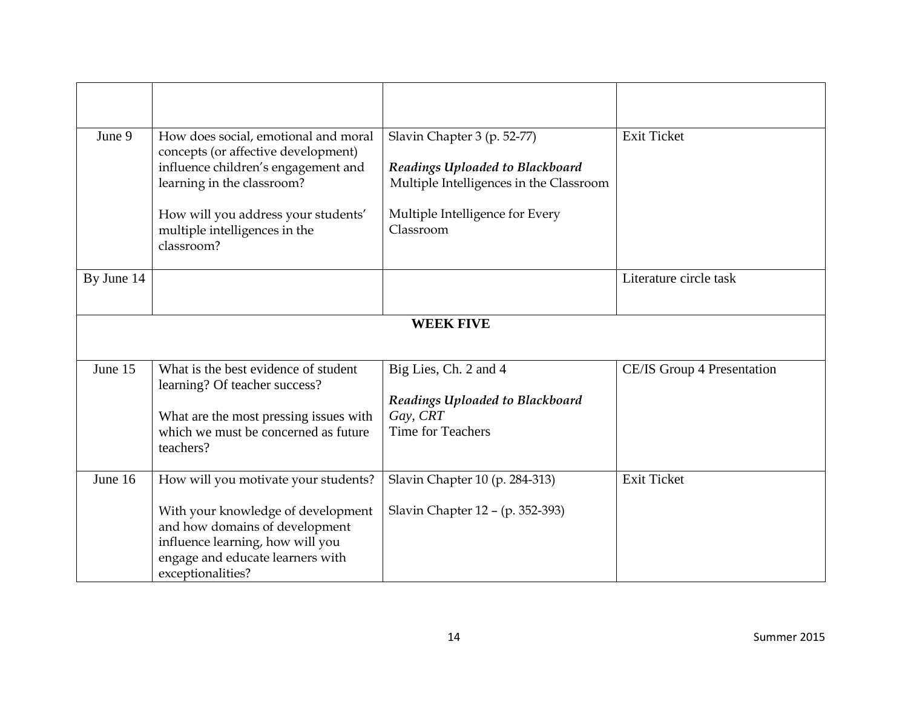| | | | |
|---|---|---|---|
| | | | |
| June 9 | How does social, emotional and moral concepts (or affective development) influence children's engagement and learning in the classroom?<br><br>How will you address your students' multiple intelligences in the classroom? | Slavin Chapter 3 (p. 52-77)<br><br>***Readings Uploaded to Blackboard***<br>Multiple Intelligences in the Classroom<br><br>Multiple Intelligence for Every Classroom | Exit Ticket |
| By June 14 | | | Literature circle task |
| **WEEK FIVE** | | | |
| June 15 | What is the best evidence of student learning? Of teacher success?<br><br>What are the most pressing issues with which we must be concerned as future teachers? | Big Lies, Ch. 2 and 4<br><br>***Readings Uploaded to Blackboard***<br>*Gay, CRT*<br>Time for Teachers | CE/IS Group 4 Presentation |
| June 16 | How will you motivate your students?<br><br>With your knowledge of development and how domains of development influence learning, how will you engage and educate learners with exceptionalities? | Slavin Chapter 10 (p. 284-313)<br><br>Slavin Chapter 12 – (p. 352-393) | Exit Ticket |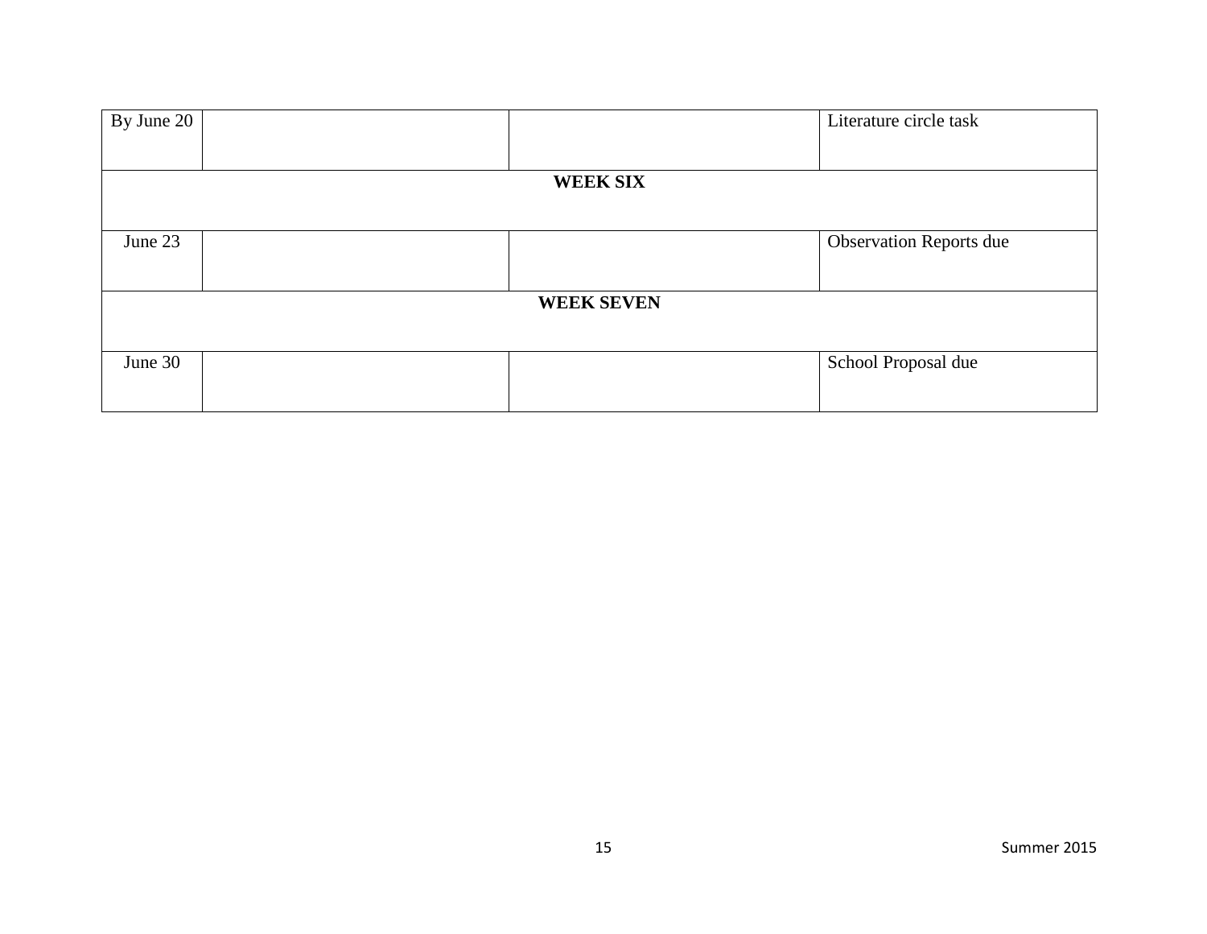| By June 20 | | | Literature circle task |
|---|---|---|---|
| **WEEK SIX** | | | |
| June 23 | | | Observation Reports due |
| **WEEK SEVEN** | | | |
| June 30 | | | School Proposal due |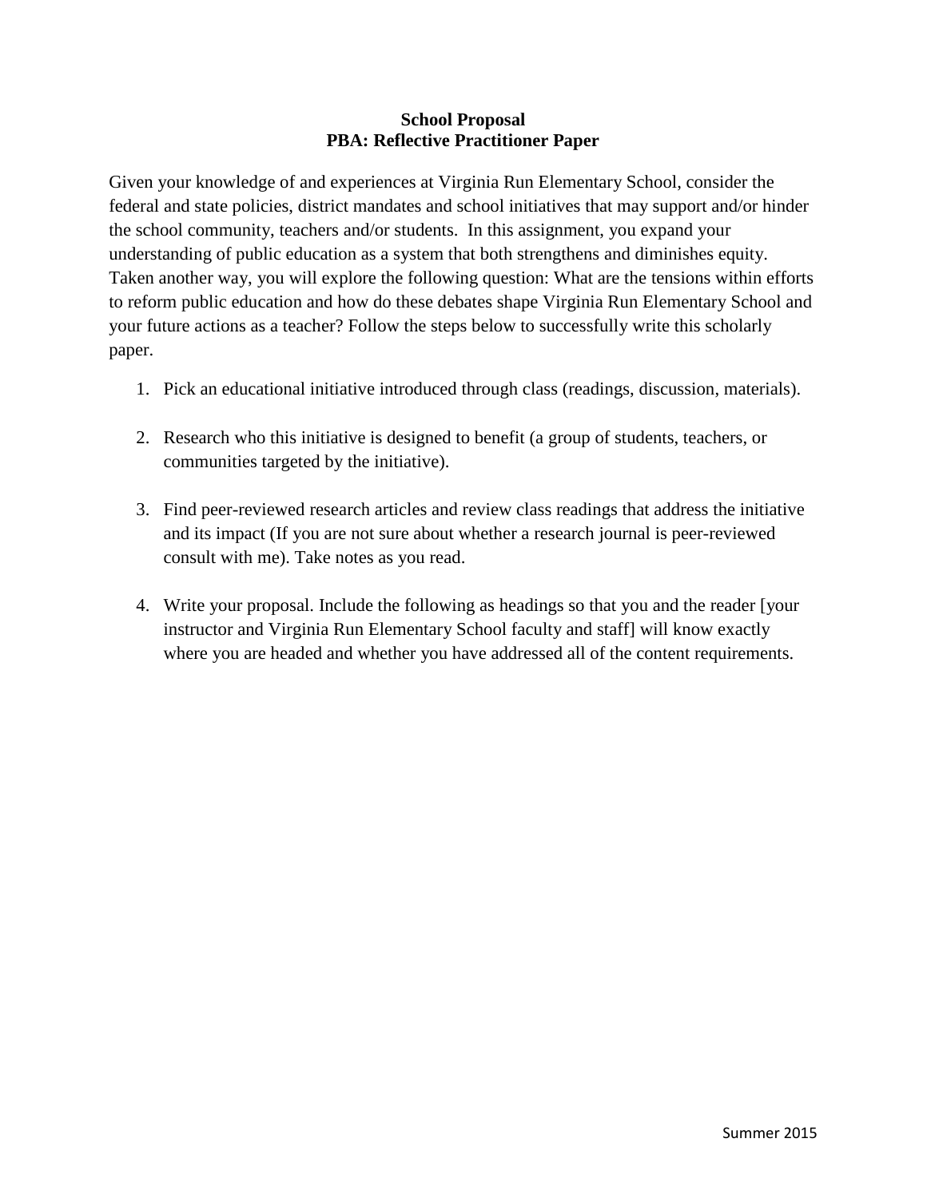**School Proposal**
**PBA: Reflective Practitioner Paper**

Given your knowledge of and experiences at Virginia Run Elementary School, consider the federal and state policies, district mandates and school initiatives that may support and/or hinder the school community, teachers and/or students. In this assignment, you expand your understanding of public education as a system that both strengthens and diminishes equity. Taken another way, you will explore the following question: What are the tensions within efforts to reform public education and how do these debates shape Virginia Run Elementary School and your future actions as a teacher? Follow the steps below to successfully write this scholarly paper.

1. Pick an educational initiative introduced through class (readings, discussion, materials).

2. Research who this initiative is designed to benefit (a group of students, teachers, or communities targeted by the initiative).

3. Find peer-reviewed research articles and review class readings that address the initiative and its impact (If you are not sure about whether a research journal is peer-reviewed consult with me). Take notes as you read.

4. Write your proposal. Include the following as headings so that you and the reader [your instructor and Virginia Run Elementary School faculty and staff] will know exactly where you are headed and whether you have addressed all of the content requirements.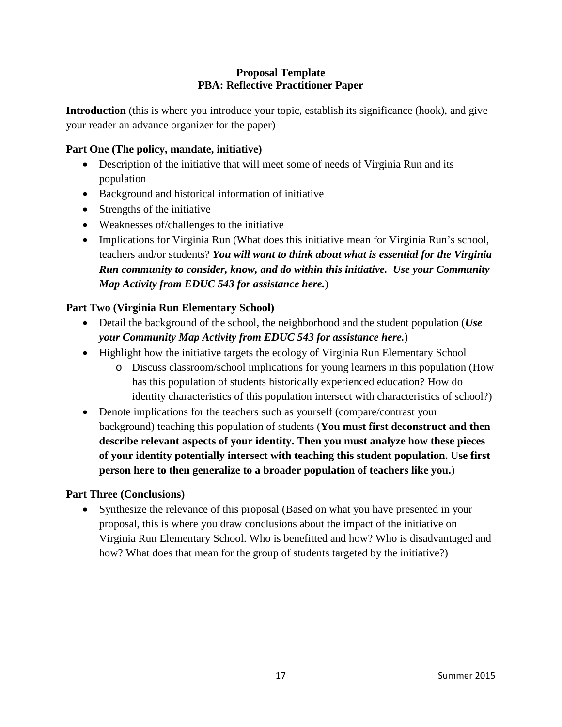**Proposal Template**
**PBA: Reflective Practitioner Paper**

**Introduction** (this is where you introduce your topic, establish its significance (hook), and give your reader an advance organizer for the paper)

**Part One (The policy, mandate, initiative)**

- Description of the initiative that will meet some of needs of Virginia Run and its population
- Background and historical information of initiative
- Strengths of the initiative
- Weaknesses of/challenges to the initiative
- Implications for Virginia Run (What does this initiative mean for Virginia Run's school, teachers and/or students? ***You will want to think about what is essential for the Virginia Run community to consider, know, and do within this initiative. Use your Community Map Activity from EDUC 543 for assistance here.***)

**Part Two (Virginia Run Elementary School)**

- Detail the background of the school, the neighborhood and the student population (***Use your Community Map Activity from EDUC 543 for assistance here.***)
- Highlight how the initiative targets the ecology of Virginia Run Elementary School
    - Discuss classroom/school implications for young learners in this population (How has this population of students historically experienced education? How do identity characteristics of this population intersect with characteristics of school?)
- Denote implications for the teachers such as yourself (compare/contrast your background) teaching this population of students (**You must first deconstruct and then describe relevant aspects of your identity. Then you must analyze how these pieces of your identity potentially intersect with teaching this student population. Use first person here to then generalize to a broader population of teachers like you.**)

**Part Three (Conclusions)**

- Synthesize the relevance of this proposal (Based on what you have presented in your proposal, this is where you draw conclusions about the impact of the initiative on Virginia Run Elementary School. Who is benefitted and how? Who is disadvantaged and how? What does that mean for the group of students targeted by the initiative?)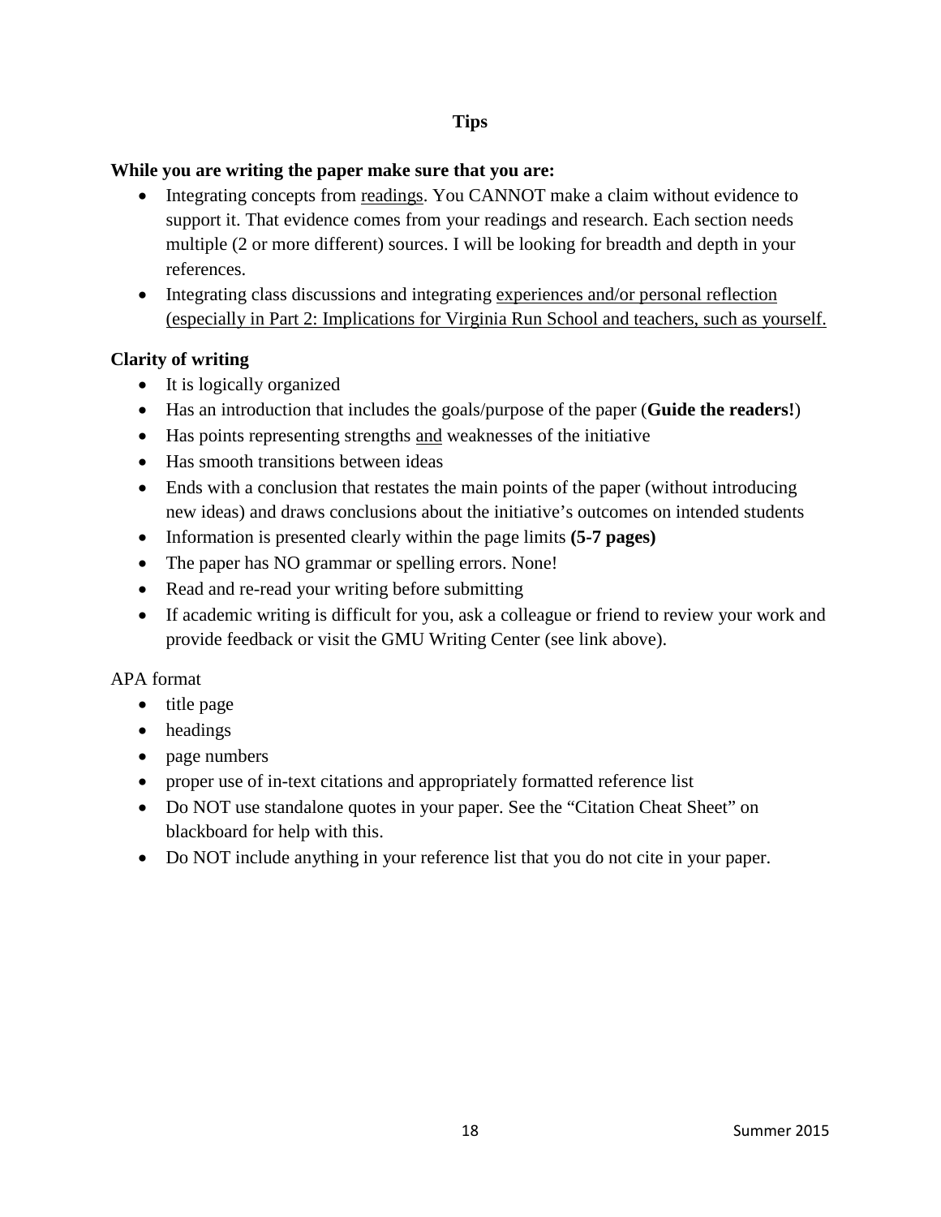## Tips

**While you are writing the paper make sure that you are:**

- Integrating concepts from <u>readings</u>. You CANNOT make a claim without evidence to support it. That evidence comes from your readings and research. Each section needs multiple (2 or more different) sources. I will be looking for breadth and depth in your references.
- Integrating class discussions and integrating <u>experiences and/or personal reflection (especially in Part 2: Implications for Virginia Run School and teachers, such as yourself.</u>

**Clarity of writing**

- It is logically organized
- Has an introduction that includes the goals/purpose of the paper (**Guide the readers!**)
- Has points representing strengths <u>and</u> weaknesses of the initiative
- Has smooth transitions between ideas
- Ends with a conclusion that restates the main points of the paper (without introducing new ideas) and draws conclusions about the initiative's outcomes on intended students
- Information is presented clearly within the page limits **(5-7 pages)**
- The paper has NO grammar or spelling errors. None!
- Read and re-read your writing before submitting
- If academic writing is difficult for you, ask a colleague or friend to review your work and provide feedback or visit the GMU Writing Center (see link above).

APA format

- title page
- headings
- page numbers
- proper use of in-text citations and appropriately formatted reference list
- Do NOT use standalone quotes in your paper. See the "Citation Cheat Sheet" on blackboard for help with this.
- Do NOT include anything in your reference list that you do not cite in your paper.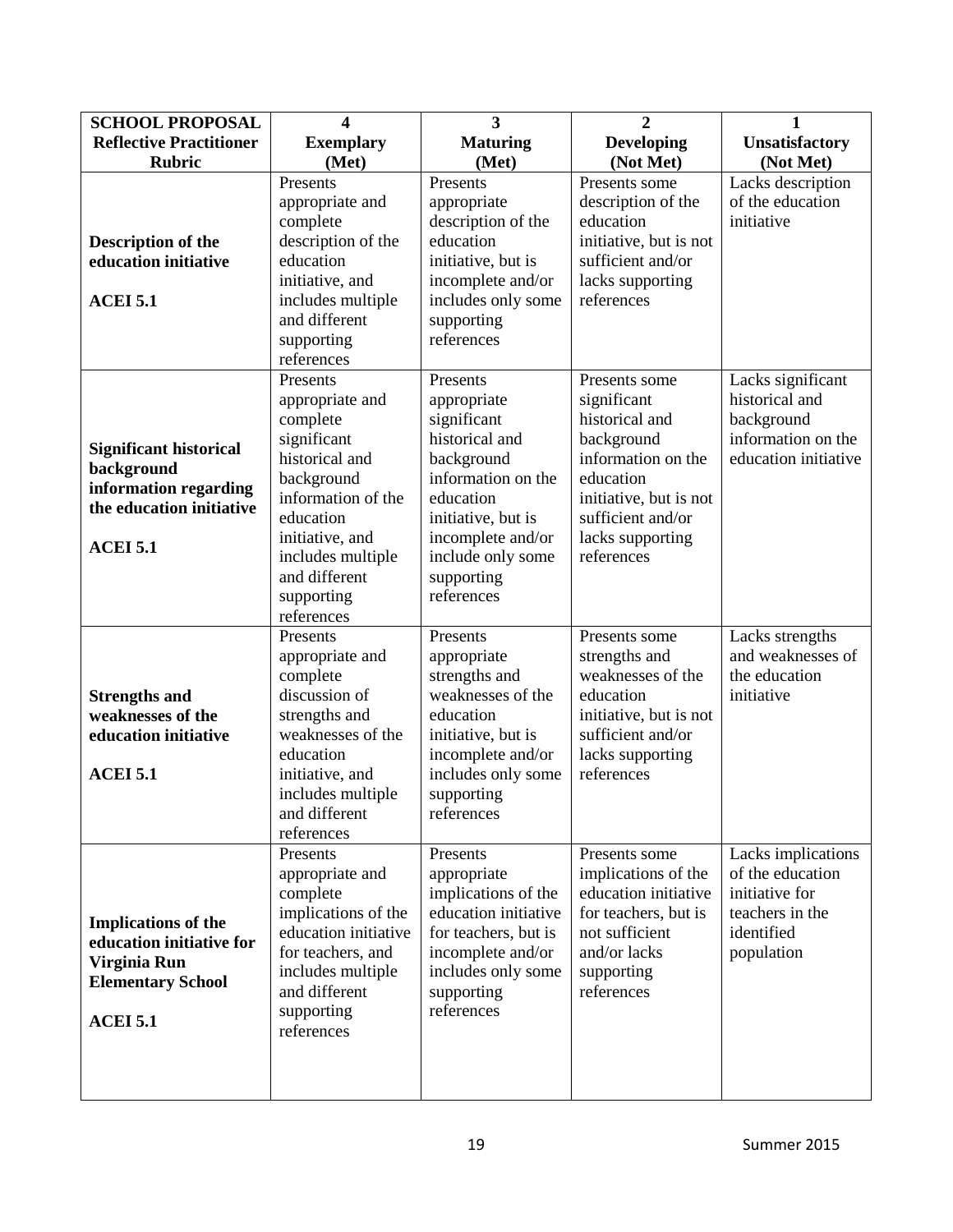| **SCHOOL PROPOSAL Reflective Practitioner Rubric** | **4 Exemplary (Met)** | **3 Maturing (Met)** | **2 Developing (Not Met)** | **1 Unsatisfactory (Not Met)** |
|---|---|---|---|---|
| **Description of the education initiative**<br><br>**ACEI 5.1** | Presents appropriate and complete description of the education initiative, and includes multiple and different supporting references | Presents appropriate description of the education initiative, but is incomplete and/or includes only some supporting references | Presents some description of the education initiative, but is not sufficient and/or lacks supporting references | Lacks description of the education initiative |
| **Significant historical background information regarding the education initiative**<br><br>**ACEI 5.1** | Presents appropriate and complete significant historical and background information of the education initiative, and includes multiple and different supporting references | Presents appropriate significant historical and background information on the education initiative, but is incomplete and/or include only some supporting references | Presents some significant historical and background information on the education initiative, but is not sufficient and/or lacks supporting references | Lacks significant historical and background information on the education initiative |
| **Strengths and weaknesses of the education initiative**<br><br>**ACEI 5.1** | Presents appropriate and complete discussion of strengths and weaknesses of the education initiative, and includes multiple and different references | Presents appropriate strengths and weaknesses of the education initiative, but is incomplete and/or includes only some supporting references | Presents some strengths and weaknesses of the education initiative, but is not sufficient and/or lacks supporting references | Lacks strengths and weaknesses of the education initiative |
| **Implications of the education initiative for Virginia Run Elementary School**<br><br>**ACEI 5.1** | Presents appropriate and complete implications of the education initiative for teachers, and includes multiple and different supporting references | Presents appropriate implications of the education initiative for teachers, but is incomplete and/or includes only some supporting references | Presents some implications of the education initiative for teachers, but is not sufficient and/or lacks supporting references | Lacks implications of the education initiative for teachers in the identified population |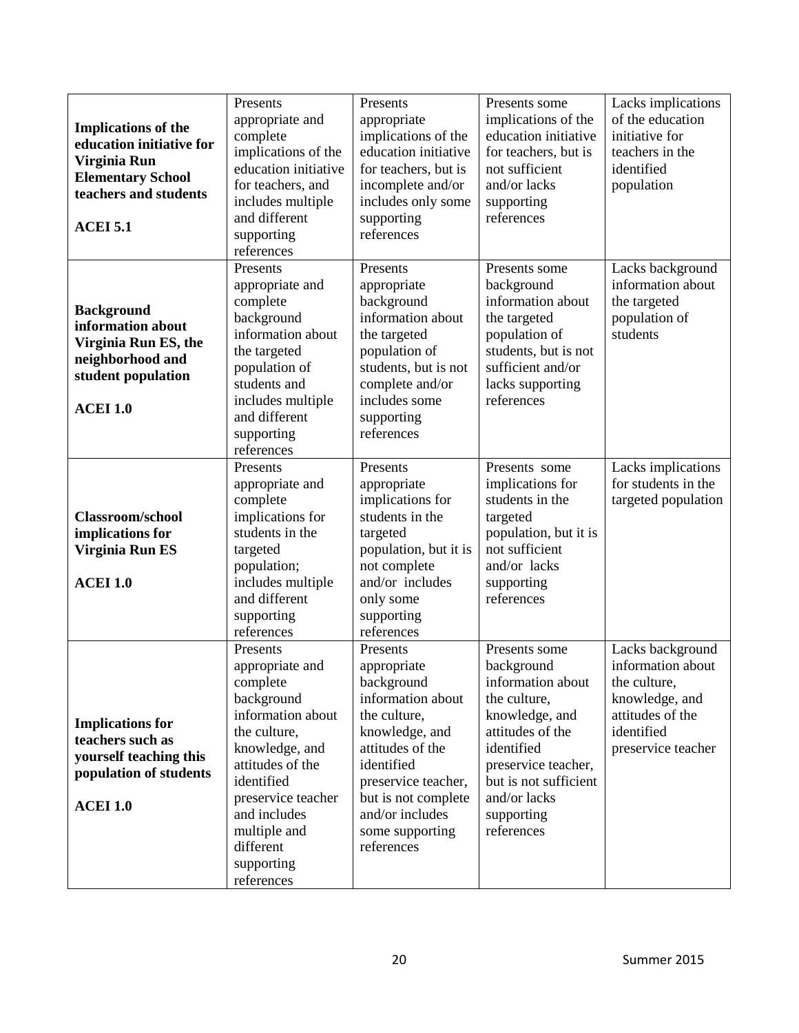| **Implications of the education initiative for Virginia Run Elementary School teachers and students**<br><br>**ACEI 5.1** | Presents appropriate and complete implications of the education initiative for teachers, and includes multiple and different supporting references | Presents appropriate implications of the education initiative for teachers, but is incomplete and/or includes only some supporting references | Presents some implications of the education initiative for teachers, but is not sufficient and/or lacks supporting references | Lacks implications of the education initiative for teachers in the identified population |
|---|---|---|---|---|
| **Background information about Virginia Run ES, the neighborhood and student population**<br><br>**ACEI 1.0** | Presents appropriate and complete background information about the targeted population of students and includes multiple and different supporting references | Presents appropriate background information about the targeted population of students, but is not complete and/or includes some supporting references | Presents some background information about the targeted population of students, but is not sufficient and/or lacks supporting references | Lacks background information about the targeted population of students |
| **Classroom/school implications for Virginia Run ES**<br><br>**ACEI 1.0** | Presents appropriate and complete implications for students in the targeted population; includes multiple and different supporting references | Presents appropriate implications for students in the targeted population, but it is not complete and/or includes only some supporting references | Presents some implications for students in the targeted population, but it is not sufficient and/or lacks supporting references | Lacks implications for students in the targeted population |
| **Implications for teachers such as yourself teaching this population of students**<br><br>**ACEI 1.0** | Presents appropriate and complete background information about the culture, knowledge, and attitudes of the identified preservice teacher and includes multiple and different supporting references | Presents appropriate background information about the culture, knowledge, and attitudes of the identified preservice teacher, but is not complete and/or includes some supporting references | Presents some background information about the culture, knowledge, and attitudes of the identified preservice teacher, but is not sufficient and/or lacks supporting references | Lacks background information about the culture, knowledge, and attitudes of the identified preservice teacher |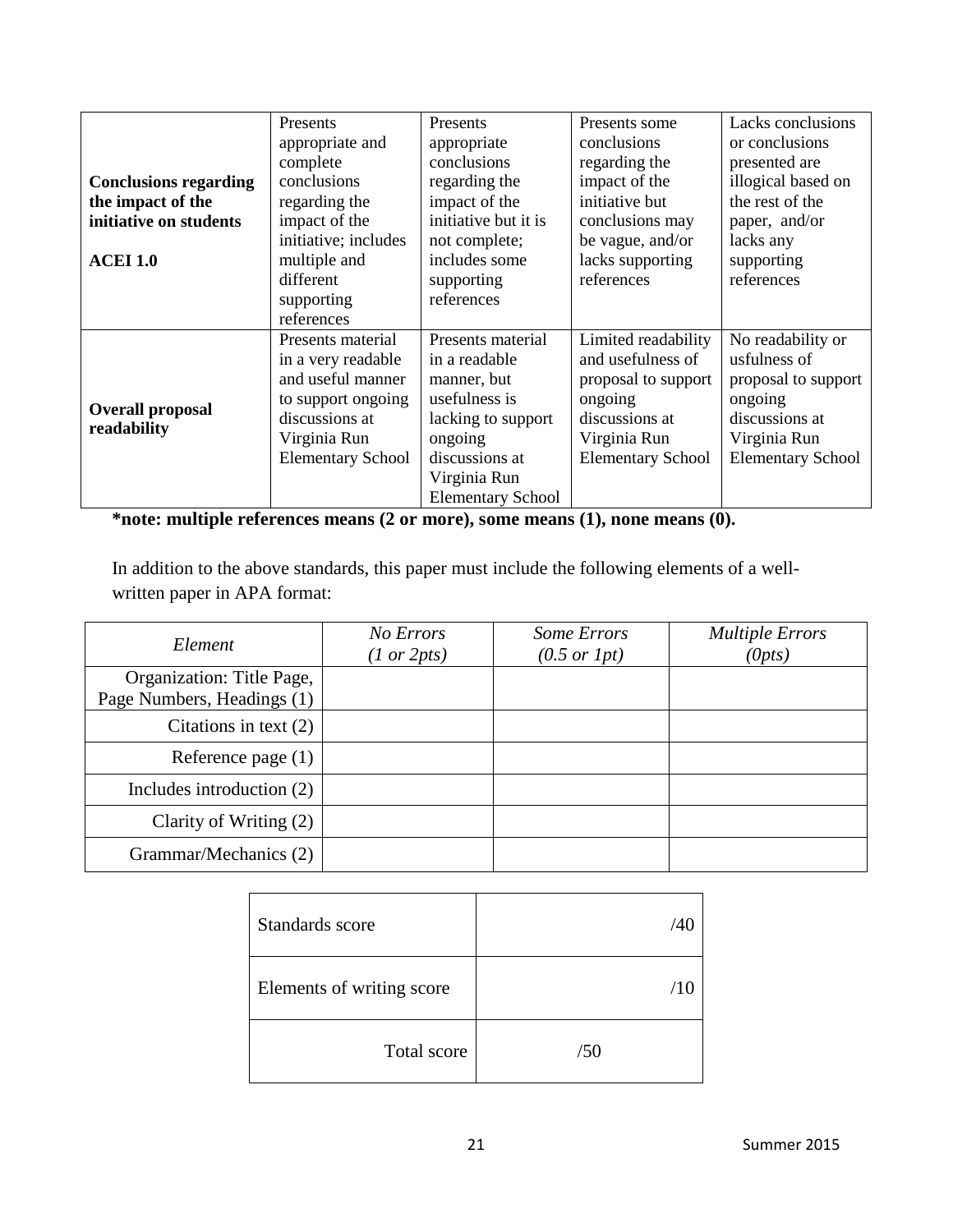| | | | | |
|---|---|---|---|---|
| **Conclusions regarding the impact of the initiative on students**<br><br>**ACEI 1.0** | Presents appropriate and complete conclusions regarding the impact of the initiative; includes multiple and different supporting references | Presents appropriate conclusions regarding the impact of the initiative but it is not complete; includes some supporting references | Presents some conclusions regarding the impact of the initiative but conclusions may be vague, and/or lacks supporting references | Lacks conclusions or conclusions presented are illogical based on the rest of the paper, and/or lacks any supporting references |
| **Overall proposal readability** | Presents material in a very readable and useful manner to support ongoing discussions at Virginia Run Elementary School | Presents material in a readable manner, but usefulness is lacking to support ongoing discussions at Virginia Run Elementary School | Limited readability and usefulness of proposal to support ongoing discussions at Virginia Run Elementary School | No readability or usfulness of proposal to support ongoing discussions at Virginia Run Elementary School |

**\*note: multiple references means (2 or more), some means (1), none means (0).**

In addition to the above standards, this paper must include the following elements of a well-written paper in APA format:

| *Element* | *No Errors (1 or 2pts)* | *Some Errors (0.5 or 1pt)* | *Multiple Errors (0pts)* |
|---|---|---|---|
| Organization: Title Page, Page Numbers, Headings (1) | | | |
| Citations in text (2) | | | |
| Reference page (1) | | | |
| Includes introduction (2) | | | |
| Clarity of Writing (2) | | | |
| Grammar/Mechanics (2) | | | |

| | |
|---|---|
| Standards score | /40 |
| Elements of writing score | /10 |
| Total score | /50 |